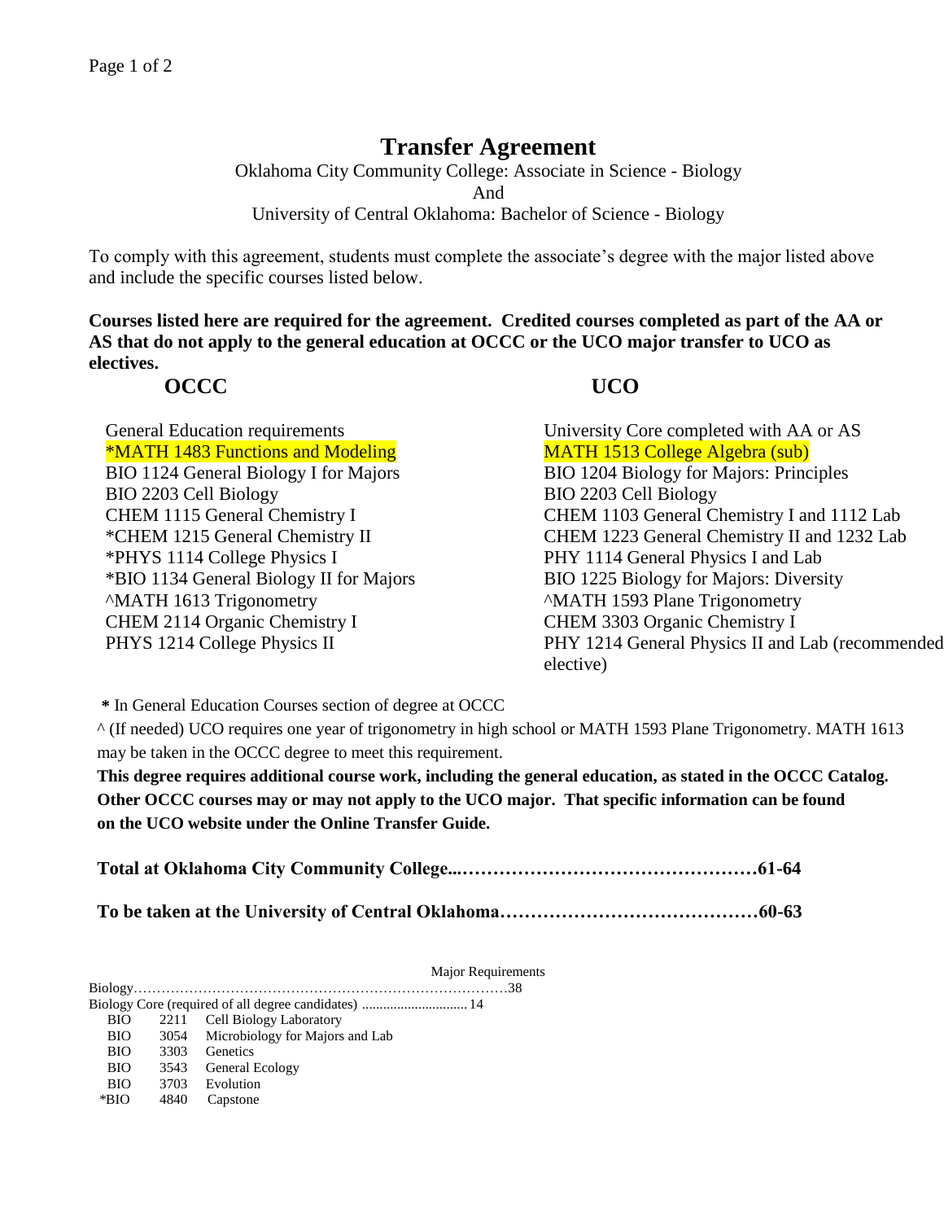# Transfer Agreement

Oklahoma City Community College: Associate in Science - Biology

And

University of Central Oklahoma: Bachelor of Science - Biology

To comply with this agreement, students must complete the associate's degree with the major listed above and include the specific courses listed below.

**Courses listed here are required for the agreement. Credited courses completed as part of the AA or AS that do not apply to the general education at OCCC or the UCO major transfer to UCO as electives.**

| OCCC | UCO |
|---|---|
| General Education requirements | University Core completed with AA or AS |
| *MATH 1483 Functions and Modeling | MATH 1513 College Algebra (sub) |
| BIO 1124 General Biology I for Majors | BIO 1204 Biology for Majors: Principles |
| BIO 2203 Cell Biology | BIO 2203 Cell Biology |
| CHEM 1115 General Chemistry I | CHEM 1103 General Chemistry I and 1112 Lab |
| *CHEM 1215 General Chemistry II | CHEM 1223 General Chemistry II and 1232 Lab |
| *PHYS 1114 College Physics I | PHY 1114 General Physics I and Lab |
| *BIO 1134 General Biology II for Majors | BIO 1225 Biology for Majors: Diversity |
| ^MATH 1613 Trigonometry | ^MATH 1593 Plane Trigonometry |
| CHEM 2114 Organic Chemistry I | CHEM 3303 Organic Chemistry I |
| PHYS 1214 College Physics II | PHY 1214 General Physics II and Lab (recommended elective) |

**\*** In General Education Courses section of degree at OCCC

^ (If needed) UCO requires one year of trigonometry in high school or MATH 1593 Plane Trigonometry. MATH 1613 may be taken in the OCCC degree to meet this requirement.

**This degree requires additional course work, including the general education, as stated in the OCCC Catalog. Other OCCC courses may or may not apply to the UCO major. That specific information can be found on the UCO website under the Online Transfer Guide.**

**Total at Oklahoma City Community College....…………………………………………61-64**

**To be taken at the University of Central Oklahoma……………………………………60-63**

Major Requirements

Biology………………………………………………………………………….38

Biology Core (required of all degree candidates) ............................. 14

| | | |
|---|---|---|
| BIO | 2211 | Cell Biology Laboratory |
| BIO | 3054 | Microbiology for Majors and Lab |
| BIO | 3303 | Genetics |
| BIO | 3543 | General Ecology |
| BIO | 3703 | Evolution |
| *BIO | 4840 | Capstone |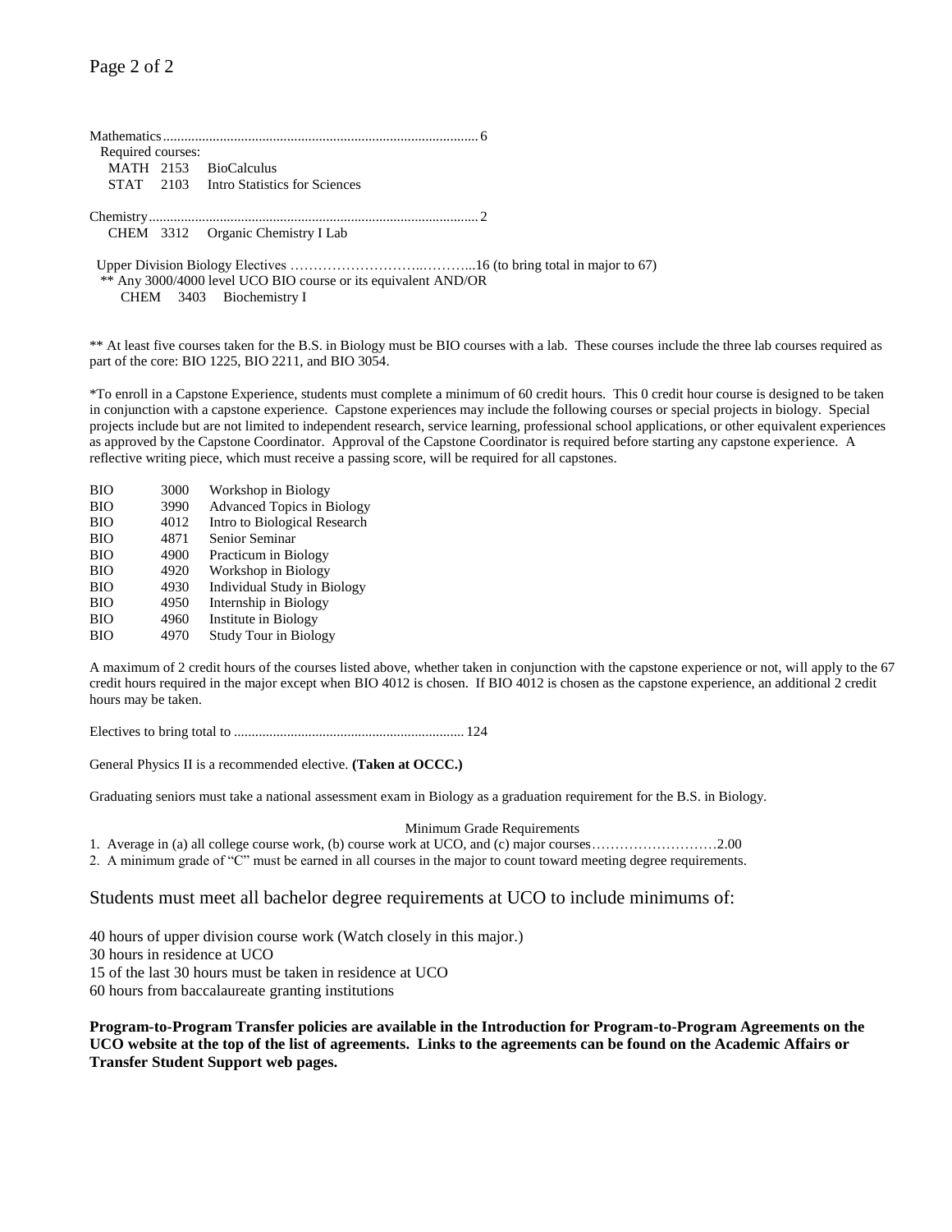Mathematics ........................................................................................ 6
Required courses:
MATH 2153 BioCalculus
STAT 2103 Intro Statistics for Sciences

Chemistry ............................................................................................ 2
CHEM 3312 Organic Chemistry I Lab

Upper Division Biology Electives ………………………..………...16 (to bring total in major to 67)
** Any 3000/4000 level UCO BIO course or its equivalent AND/OR
CHEM 3403 Biochemistry I

** At least five courses taken for the B.S. in Biology must be BIO courses with a lab. These courses include the three lab courses required as part of the core: BIO 1225, BIO 2211, and BIO 3054.

*To enroll in a Capstone Experience, students must complete a minimum of 60 credit hours. This 0 credit hour course is designed to be taken in conjunction with a capstone experience. Capstone experiences may include the following courses or special projects in biology. Special projects include but are not limited to independent research, service learning, professional school applications, or other equivalent experiences as approved by the Capstone Coordinator. Approval of the Capstone Coordinator is required before starting any capstone experience. A reflective writing piece, which must receive a passing score, will be required for all capstones.

| | | |
|---|---|---|
| BIO | 3000 | Workshop in Biology |
| BIO | 3990 | Advanced Topics in Biology |
| BIO | 4012 | Intro to Biological Research |
| BIO | 4871 | Senior Seminar |
| BIO | 4900 | Practicum in Biology |
| BIO | 4920 | Workshop in Biology |
| BIO | 4930 | Individual Study in Biology |
| BIO | 4950 | Internship in Biology |
| BIO | 4960 | Institute in Biology |
| BIO | 4970 | Study Tour in Biology |

A maximum of 2 credit hours of the courses listed above, whether taken in conjunction with the capstone experience or not, will apply to the 67 credit hours required in the major except when BIO 4012 is chosen. If BIO 4012 is chosen as the capstone experience, an additional 2 credit hours may be taken.

Electives to bring total to ................................................................. 124

General Physics II is a recommended elective. **(Taken at OCCC.)**

Graduating seniors must take a national assessment exam in Biology as a graduation requirement for the B.S. in Biology.

Minimum Grade Requirements

1. Average in (a) all college course work, (b) course work at UCO, and (c) major courses………………………2.00
2. A minimum grade of "C" must be earned in all courses in the major to count toward meeting degree requirements.

## Students must meet all bachelor degree requirements at UCO to include minimums of:

40 hours of upper division course work (Watch closely in this major.)
30 hours in residence at UCO
15 of the last 30 hours must be taken in residence at UCO
60 hours from baccalaureate granting institutions

**Program-to-Program Transfer policies are available in the Introduction for Program-to-Program Agreements on the UCO website at the top of the list of agreements. Links to the agreements can be found on the Academic Affairs or Transfer Student Support web pages.**